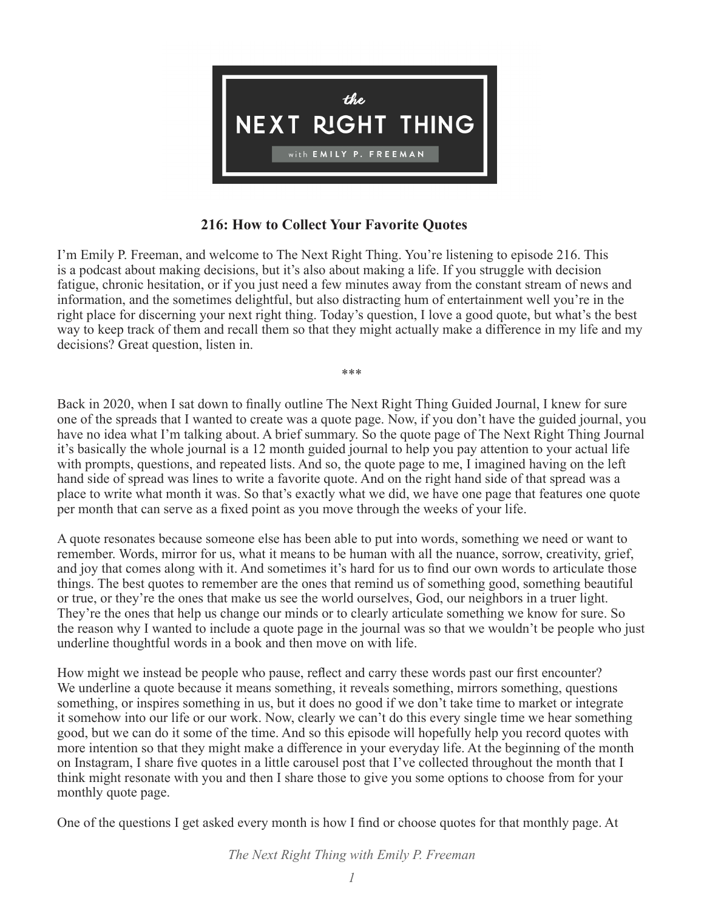# 216: How to Collect Your Favorite Quotes

I'm Emily P. Freeman, and welcome to The Next Right Thing. You're listening to episode 216. This is a podcast about making decisions, but it's also about making a life. If you struggle with decision fatigue, chronic hesitation, or if you just need a few minutes away from the constant stream of news and information, and the sometimes delightful, but also distracting hum of entertainment well you're in the right place for discerning your next right thing. Today's question, I love a good quote, but what's the best way to keep track of them and recall them so that they might actually make a difference in my life and my decisions? Great question, listen in.

\*\*\*

Back in 2020, when I sat down to finally outline The Next Right Thing Guided Journal, I knew for sure one of the spreads that I wanted to create was a quote page. Now, if you don't have the guided journal, you have no idea what I'm talking about. A brief summary. So the quote page of The Next Right Thing Journal it's basically the whole journal is a 12 month guided journal to help you pay attention to your actual life with prompts, questions, and repeated lists. And so, the quote page to me, I imagined having on the left hand side of spread was lines to write a favorite quote. And on the right hand side of that spread was a place to write what month it was. So that's exactly what we did, we have one page that features one quote per month that can serve as a fixed point as you move through the weeks of your life.

A quote resonates because someone else has been able to put into words, something we need or want to remember. Words, mirror for us, what it means to be human with all the nuance, sorrow, creativity, grief, and joy that comes along with it. And sometimes it's hard for us to find our own words to articulate those things. The best quotes to remember are the ones that remind us of something good, something beautiful or true, or they're the ones that make us see the world ourselves, God, our neighbors in a truer light. They're the ones that help us change our minds or to clearly articulate something we know for sure. So the reason why I wanted to include a quote page in the journal was so that we wouldn't be people who just underline thoughtful words in a book and then move on with life.

How might we instead be people who pause, reflect and carry these words past our first encounter? We underline a quote because it means something, it reveals something, mirrors something, questions something, or inspires something in us, but it does no good if we don't take time to market or integrate it somehow into our life or our work. Now, clearly we can't do this every single time we hear something good, but we can do it some of the time. And so this episode will hopefully help you record quotes with more intention so that they might make a difference in your everyday life. At the beginning of the month on Instagram, I share five quotes in a little carousel post that I've collected throughout the month that I think might resonate with you and then I share those to give you some options to choose from for your monthly quote page.

One of the questions I get asked every month is how I find or choose quotes for that monthly page. At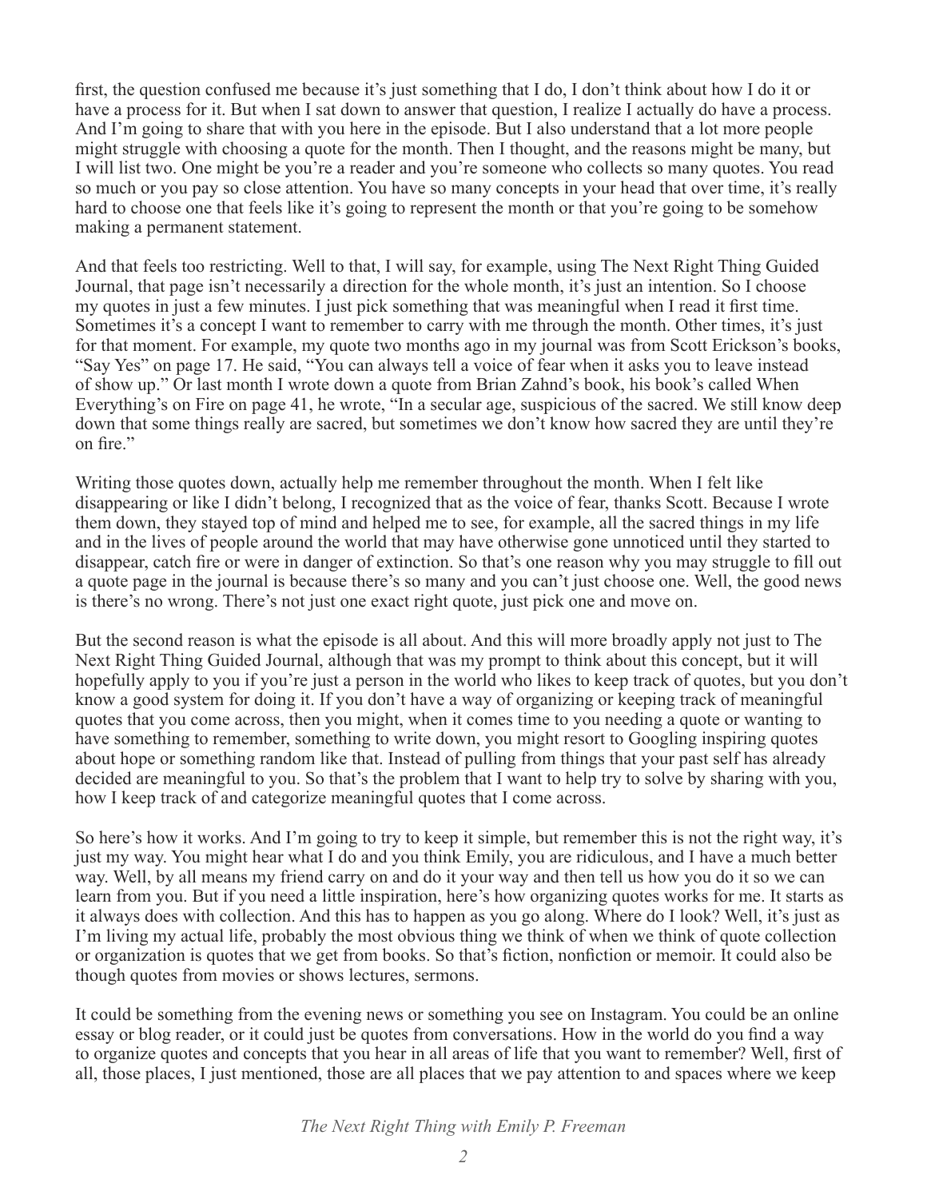first, the question confused me because it's just something that I do, I don't think about how I do it or have a process for it. But when I sat down to answer that question, I realize I actually do have a process. And I'm going to share that with you here in the episode. But I also understand that a lot more people might struggle with choosing a quote for the month. Then I thought, and the reasons might be many, but I will list two. One might be you're a reader and you're someone who collects so many quotes. You read so much or you pay so close attention. You have so many concepts in your head that over time, it's really hard to choose one that feels like it's going to represent the month or that you're going to be somehow making a permanent statement.

And that feels too restricting. Well to that, I will say, for example, using The Next Right Thing Guided Journal, that page isn't necessarily a direction for the whole month, it's just an intention. So I choose my quotes in just a few minutes. I just pick something that was meaningful when I read it first time. Sometimes it's a concept I want to remember to carry with me through the month. Other times, it's just for that moment. For example, my quote two months ago in my journal was from Scott Erickson's books, "Say Yes" on page 17. He said, "You can always tell a voice of fear when it asks you to leave instead of show up." Or last month I wrote down a quote from Brian Zahnd's book, his book's called When Everything's on Fire on page 41, he wrote, "In a secular age, suspicious of the sacred. We still know deep down that some things really are sacred, but sometimes we don't know how sacred they are until they're on fire."

Writing those quotes down, actually help me remember throughout the month. When I felt like disappearing or like I didn't belong, I recognized that as the voice of fear, thanks Scott. Because I wrote them down, they stayed top of mind and helped me to see, for example, all the sacred things in my life and in the lives of people around the world that may have otherwise gone unnoticed until they started to disappear, catch fire or were in danger of extinction. So that's one reason why you may struggle to fill out a quote page in the journal is because there's so many and you can't just choose one. Well, the good news is there's no wrong. There's not just one exact right quote, just pick one and move on.

But the second reason is what the episode is all about. And this will more broadly apply not just to The Next Right Thing Guided Journal, although that was my prompt to think about this concept, but it will hopefully apply to you if you're just a person in the world who likes to keep track of quotes, but you don't know a good system for doing it. If you don't have a way of organizing or keeping track of meaningful quotes that you come across, then you might, when it comes time to you needing a quote or wanting to have something to remember, something to write down, you might resort to Googling inspiring quotes about hope or something random like that. Instead of pulling from things that your past self has already decided are meaningful to you. So that's the problem that I want to help try to solve by sharing with you, how I keep track of and categorize meaningful quotes that I come across.

So here's how it works. And I'm going to try to keep it simple, but remember this is not the right way, it's just my way. You might hear what I do and you think Emily, you are ridiculous, and I have a much better way. Well, by all means my friend carry on and do it your way and then tell us how you do it so we can learn from you. But if you need a little inspiration, here's how organizing quotes works for me. It starts as it always does with collection. And this has to happen as you go along. Where do I look? Well, it's just as I'm living my actual life, probably the most obvious thing we think of when we think of quote collection or organization is quotes that we get from books. So that's fiction, nonfiction or memoir. It could also be though quotes from movies or shows lectures, sermons.

It could be something from the evening news or something you see on Instagram. You could be an online essay or blog reader, or it could just be quotes from conversations. How in the world do you find a way to organize quotes and concepts that you hear in all areas of life that you want to remember? Well, first of all, those places, I just mentioned, those are all places that we pay attention to and spaces where we keep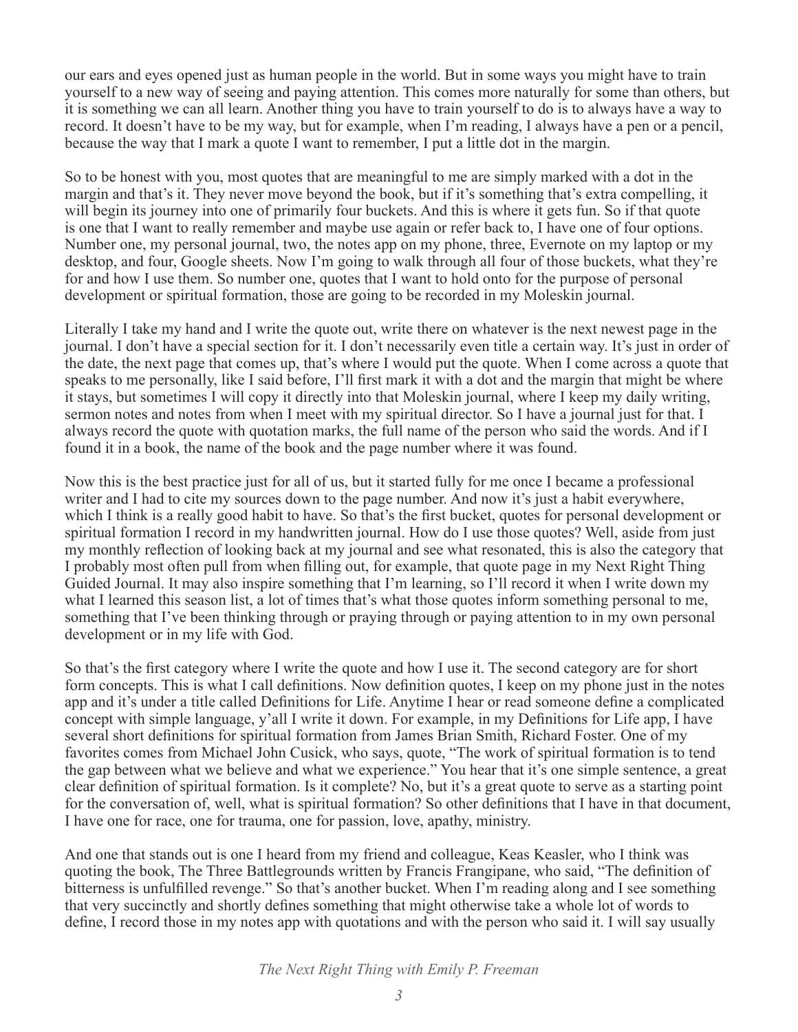our ears and eyes opened just as human people in the world. But in some ways you might have to train yourself to a new way of seeing and paying attention. This comes more naturally for some than others, but it is something we can all learn. Another thing you have to train yourself to do is to always have a way to record. It doesn't have to be my way, but for example, when I'm reading, I always have a pen or a pencil, because the way that I mark a quote I want to remember, I put a little dot in the margin.

So to be honest with you, most quotes that are meaningful to me are simply marked with a dot in the margin and that's it. They never move beyond the book, but if it's something that's extra compelling, it will begin its journey into one of primarily four buckets. And this is where it gets fun. So if that quote is one that I want to really remember and maybe use again or refer back to, I have one of four options. Number one, my personal journal, two, the notes app on my phone, three, Evernote on my laptop or my desktop, and four, Google sheets. Now I'm going to walk through all four of those buckets, what they're for and how I use them. So number one, quotes that I want to hold onto for the purpose of personal development or spiritual formation, those are going to be recorded in my Moleskin journal.

Literally I take my hand and I write the quote out, write there on whatever is the next newest page in the journal. I don't have a special section for it. I don't necessarily even title a certain way. It's just in order of the date, the next page that comes up, that's where I would put the quote. When I come across a quote that speaks to me personally, like I said before, I'll first mark it with a dot and the margin that might be where it stays, but sometimes I will copy it directly into that Moleskin journal, where I keep my daily writing, sermon notes and notes from when I meet with my spiritual director. So I have a journal just for that. I always record the quote with quotation marks, the full name of the person who said the words. And if I found it in a book, the name of the book and the page number where it was found.

Now this is the best practice just for all of us, but it started fully for me once I became a professional writer and I had to cite my sources down to the page number. And now it's just a habit everywhere, which I think is a really good habit to have. So that's the first bucket, quotes for personal development or spiritual formation I record in my handwritten journal. How do I use those quotes? Well, aside from just my monthly reflection of looking back at my journal and see what resonated, this is also the category that I probably most often pull from when filling out, for example, that quote page in my Next Right Thing Guided Journal. It may also inspire something that I'm learning, so I'll record it when I write down my what I learned this season list, a lot of times that's what those quotes inform something personal to me, something that I've been thinking through or praying through or paying attention to in my own personal development or in my life with God.

So that's the first category where I write the quote and how I use it. The second category are for short form concepts. This is what I call definitions. Now definition quotes, I keep on my phone just in the notes app and it's under a title called Definitions for Life. Anytime I hear or read someone define a complicated concept with simple language, y'all I write it down. For example, in my Definitions for Life app, I have several short definitions for spiritual formation from James Brian Smith, Richard Foster. One of my favorites comes from Michael John Cusick, who says, quote, "The work of spiritual formation is to tend the gap between what we believe and what we experience." You hear that it's one simple sentence, a great clear definition of spiritual formation. Is it complete? No, but it's a great quote to serve as a starting point for the conversation of, well, what is spiritual formation? So other definitions that I have in that document, I have one for race, one for trauma, one for passion, love, apathy, ministry.

And one that stands out is one I heard from my friend and colleague, Keas Keasler, who I think was quoting the book, The Three Battlegrounds written by Francis Frangipane, who said, "The definition of bitterness is unfulfilled revenge." So that's another bucket. When I'm reading along and I see something that very succinctly and shortly defines something that might otherwise take a whole lot of words to define, I record those in my notes app with quotations and with the person who said it. I will say usually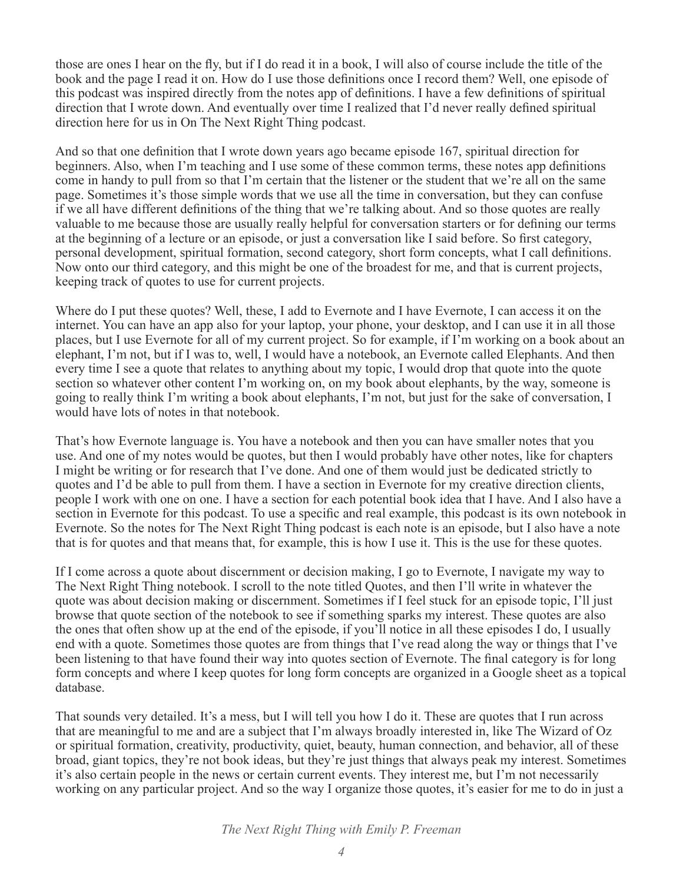those are ones I hear on the fly, but if I do read it in a book, I will also of course include the title of the book and the page I read it on. How do I use those definitions once I record them? Well, one episode of this podcast was inspired directly from the notes app of definitions. I have a few definitions of spiritual direction that I wrote down. And eventually over time I realized that I'd never really defined spiritual direction here for us in On The Next Right Thing podcast.

And so that one definition that I wrote down years ago became episode 167, spiritual direction for beginners. Also, when I'm teaching and I use some of these common terms, these notes app definitions come in handy to pull from so that I'm certain that the listener or the student that we're all on the same page. Sometimes it's those simple words that we use all the time in conversation, but they can confuse if we all have different definitions of the thing that we're talking about. And so those quotes are really valuable to me because those are usually really helpful for conversation starters or for defining our terms at the beginning of a lecture or an episode, or just a conversation like I said before. So first category, personal development, spiritual formation, second category, short form concepts, what I call definitions. Now onto our third category, and this might be one of the broadest for me, and that is current projects, keeping track of quotes to use for current projects.

Where do I put these quotes? Well, these, I add to Evernote and I have Evernote, I can access it on the internet. You can have an app also for your laptop, your phone, your desktop, and I can use it in all those places, but I use Evernote for all of my current project. So for example, if I'm working on a book about an elephant, I'm not, but if I was to, well, I would have a notebook, an Evernote called Elephants. And then every time I see a quote that relates to anything about my topic, I would drop that quote into the quote section so whatever other content I'm working on, on my book about elephants, by the way, someone is going to really think I'm writing a book about elephants, I'm not, but just for the sake of conversation, I would have lots of notes in that notebook.

That's how Evernote language is. You have a notebook and then you can have smaller notes that you use. And one of my notes would be quotes, but then I would probably have other notes, like for chapters I might be writing or for research that I've done. And one of them would just be dedicated strictly to quotes and I'd be able to pull from them. I have a section in Evernote for my creative direction clients, people I work with one on one. I have a section for each potential book idea that I have. And I also have a section in Evernote for this podcast. To use a specific and real example, this podcast is its own notebook in Evernote. So the notes for The Next Right Thing podcast is each note is an episode, but I also have a note that is for quotes and that means that, for example, this is how I use it. This is the use for these quotes.

If I come across a quote about discernment or decision making, I go to Evernote, I navigate my way to The Next Right Thing notebook. I scroll to the note titled Quotes, and then I'll write in whatever the quote was about decision making or discernment. Sometimes if I feel stuck for an episode topic, I'll just browse that quote section of the notebook to see if something sparks my interest. These quotes are also the ones that often show up at the end of the episode, if you'll notice in all these episodes I do, I usually end with a quote. Sometimes those quotes are from things that I've read along the way or things that I've been listening to that have found their way into quotes section of Evernote. The final category is for long form concepts and where I keep quotes for long form concepts are organized in a Google sheet as a topical database.

That sounds very detailed. It's a mess, but I will tell you how I do it. These are quotes that I run across that are meaningful to me and are a subject that I'm always broadly interested in, like The Wizard of Oz or spiritual formation, creativity, productivity, quiet, beauty, human connection, and behavior, all of these broad, giant topics, they're not book ideas, but they're just things that always peak my interest. Sometimes it's also certain people in the news or certain current events. They interest me, but I'm not necessarily working on any particular project. And so the way I organize those quotes, it's easier for me to do in just a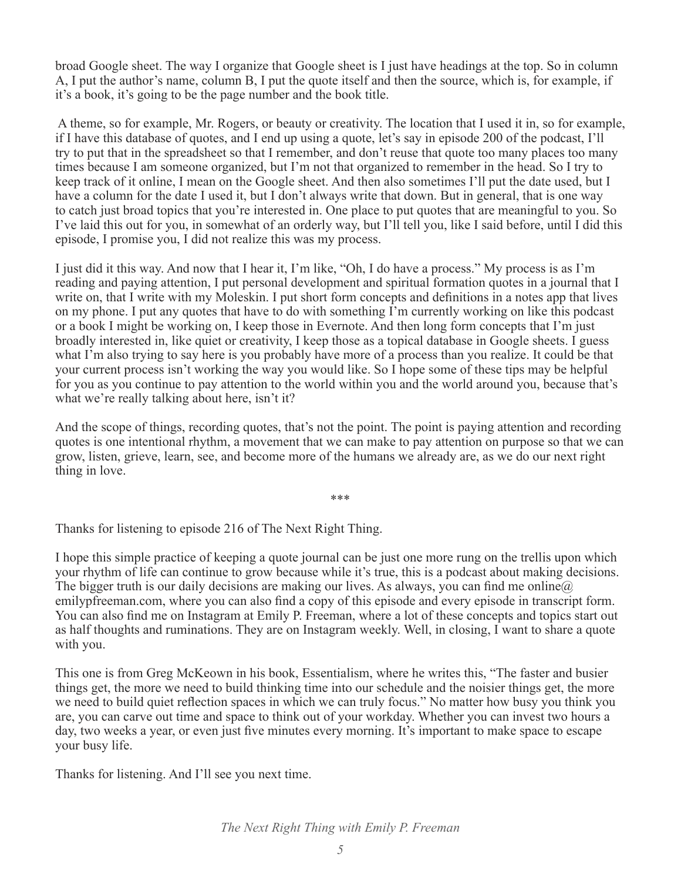broad Google sheet. The way I organize that Google sheet is I just have headings at the top. So in column A, I put the author's name, column B, I put the quote itself and then the source, which is, for example, if it's a book, it's going to be the page number and the book title.

A theme, so for example, Mr. Rogers, or beauty or creativity. The location that I used it in, so for example, if I have this database of quotes, and I end up using a quote, let's say in episode 200 of the podcast, I'll try to put that in the spreadsheet so that I remember, and don't reuse that quote too many places too many times because I am someone organized, but I'm not that organized to remember in the head. So I try to keep track of it online, I mean on the Google sheet. And then also sometimes I'll put the date used, but I have a column for the date I used it, but I don't always write that down. But in general, that is one way to catch just broad topics that you're interested in. One place to put quotes that are meaningful to you. So I've laid this out for you, in somewhat of an orderly way, but I'll tell you, like I said before, until I did this episode, I promise you, I did not realize this was my process.

I just did it this way. And now that I hear it, I'm like, "Oh, I do have a process." My process is as I'm reading and paying attention, I put personal development and spiritual formation quotes in a journal that I write on, that I write with my Moleskin. I put short form concepts and definitions in a notes app that lives on my phone. I put any quotes that have to do with something I'm currently working on like this podcast or a book I might be working on, I keep those in Evernote. And then long form concepts that I'm just broadly interested in, like quiet or creativity, I keep those as a topical database in Google sheets. I guess what I'm also trying to say here is you probably have more of a process than you realize. It could be that your current process isn't working the way you would like. So I hope some of these tips may be helpful for you as you continue to pay attention to the world within you and the world around you, because that's what we're really talking about here, isn't it?

And the scope of things, recording quotes, that's not the point. The point is paying attention and recording quotes is one intentional rhythm, a movement that we can make to pay attention on purpose so that we can grow, listen, grieve, learn, see, and become more of the humans we already are, as we do our next right thing in love.

\*\*\*

Thanks for listening to episode 216 of The Next Right Thing.

I hope this simple practice of keeping a quote journal can be just one more rung on the trellis upon which your rhythm of life can continue to grow because while it's true, this is a podcast about making decisions. The bigger truth is our daily decisions are making our lives. As always, you can find me online@ emilypfreeman.com, where you can also find a copy of this episode and every episode in transcript form. You can also find me on Instagram at Emily P. Freeman, where a lot of these concepts and topics start out as half thoughts and ruminations. They are on Instagram weekly. Well, in closing, I want to share a quote with you.

This one is from Greg McKeown in his book, Essentialism, where he writes this, "The faster and busier things get, the more we need to build thinking time into our schedule and the noisier things get, the more we need to build quiet reflection spaces in which we can truly focus." No matter how busy you think you are, you can carve out time and space to think out of your workday. Whether you can invest two hours a day, two weeks a year, or even just five minutes every morning. It's important to make space to escape your busy life.

Thanks for listening. And I'll see you next time.